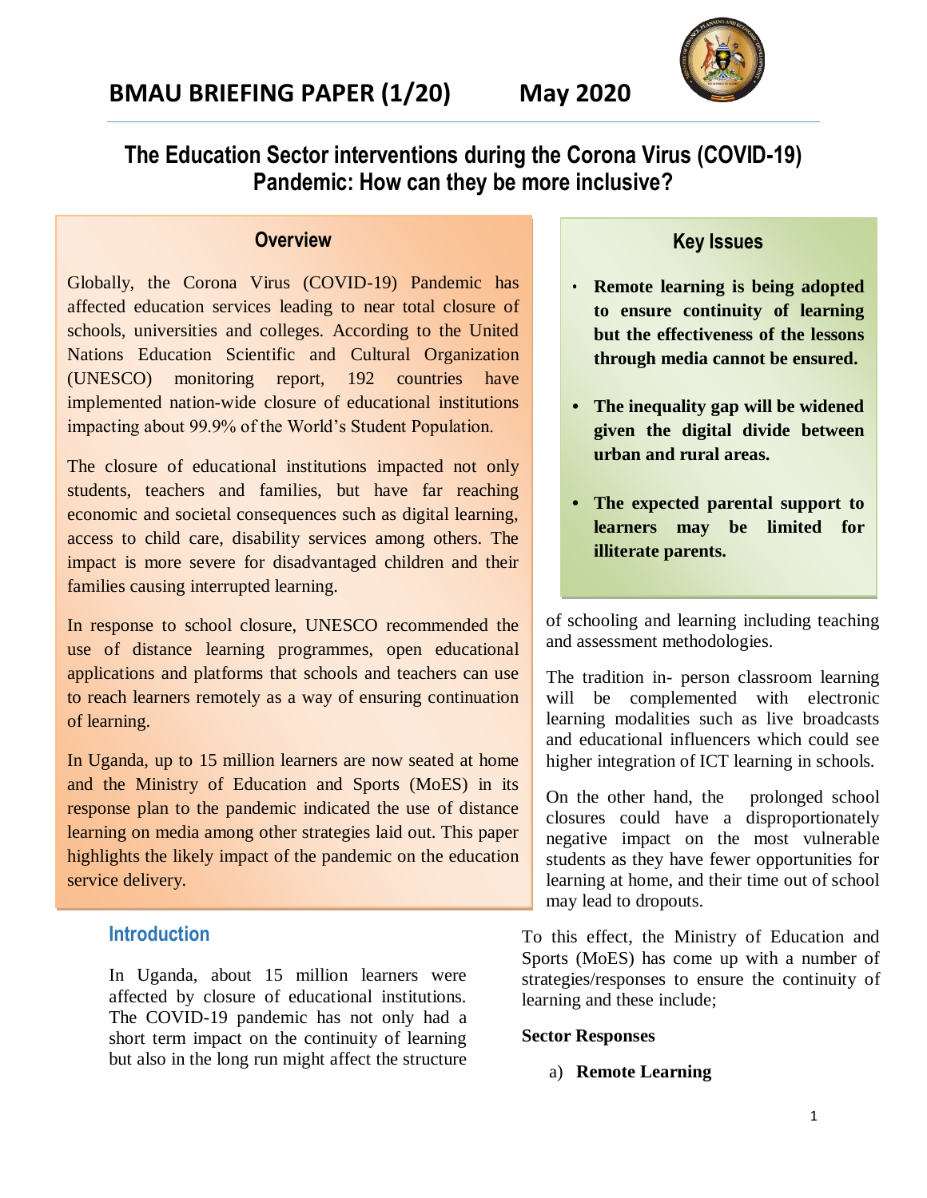# BMAU BRIEFING PAPER (1/20) May 2020

## The Education Sector interventions during the Corona Virus (COVID-19) Pandemic: How can they be more inclusive?

### Overview

Globally, the Corona Virus (COVID-19) Pandemic has affected education services leading to near total closure of schools, universities and colleges. According to the United Nations Education Scientific and Cultural Organization (UNESCO) monitoring report, 192 countries have implemented nation-wide closure of educational institutions impacting about 99.9% of the World's Student Population.

The closure of educational institutions impacted not only students, teachers and families, but have far reaching economic and societal consequences such as digital learning, access to child care, disability services among others. The impact is more severe for disadvantaged children and their families causing interrupted learning.

In response to school closure, UNESCO recommended the use of distance learning programmes, open educational applications and platforms that schools and teachers can use to reach learners remotely as a way of ensuring continuation of learning.

In Uganda, up to 15 million learners are now seated at home and the Ministry of Education and Sports (MoES) in its response plan to the pandemic indicated the use of distance learning on media among other strategies laid out. This paper highlights the likely impact of the pandemic on the education service delivery.

### Key Issues

- **Remote learning is being adopted to ensure continuity of learning but the effectiveness of the lessons through media cannot be ensured.**
- **The inequality gap will be widened given the digital divide between urban and rural areas.**
- **The expected parental support to learners may be limited for illiterate parents.**

### Introduction

In Uganda, about 15 million learners were affected by closure of educational institutions. The COVID-19 pandemic has not only had a short term impact on the continuity of learning but also in the long run might affect the structure of schooling and learning including teaching and assessment methodologies.

The tradition in- person classroom learning will be complemented with electronic learning modalities such as live broadcasts and educational influencers which could see higher integration of ICT learning in schools.

On the other hand, the prolonged school closures could have a disproportionately negative impact on the most vulnerable students as they have fewer opportunities for learning at home, and their time out of school may lead to dropouts.

To this effect, the Ministry of Education and Sports (MoES) has come up with a number of strategies/responses to ensure the continuity of learning and these include;

**Sector Responses**

a) **Remote Learning**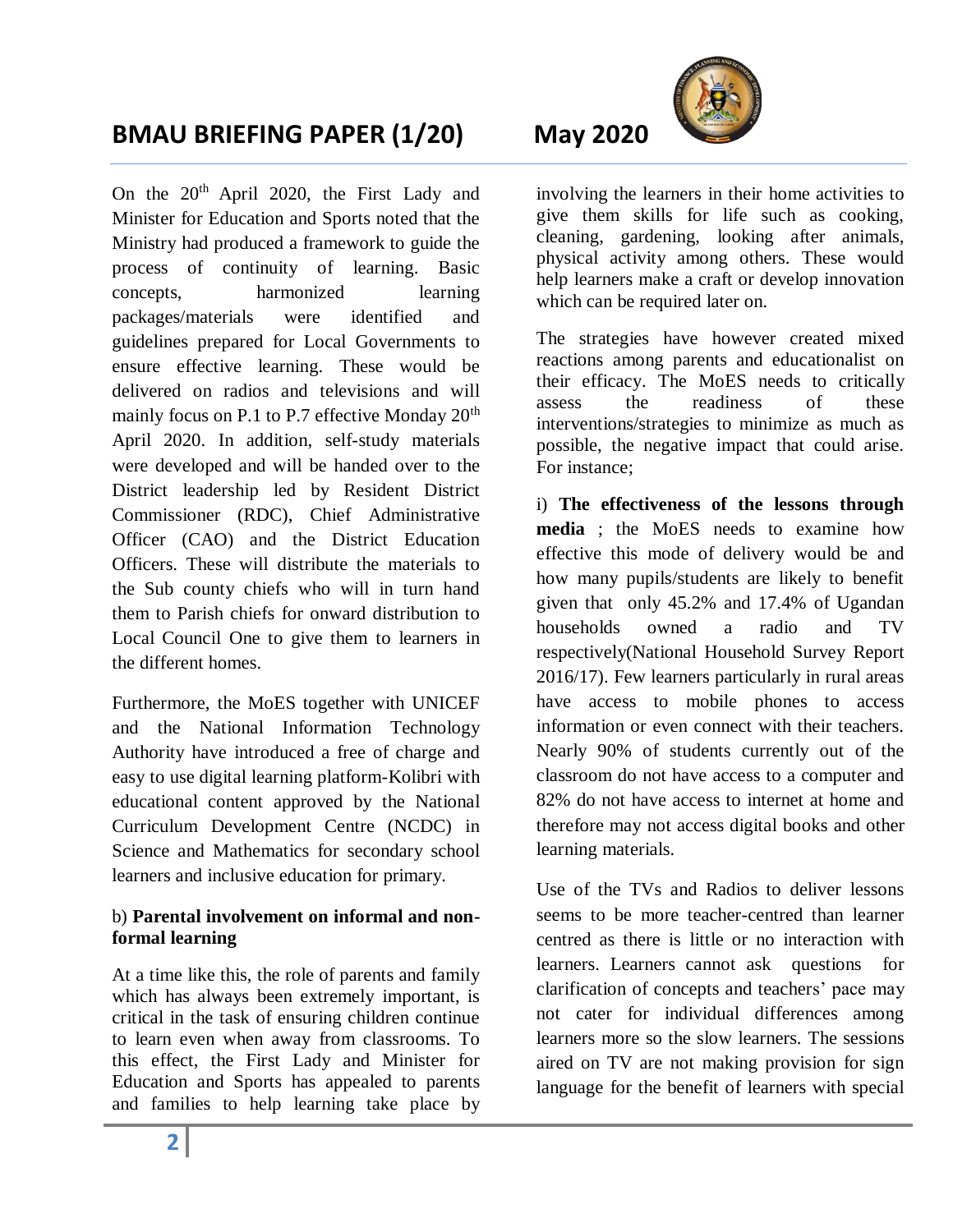On the 20th April 2020, the First Lady and Minister for Education and Sports noted that the Ministry had produced a framework to guide the process of continuity of learning. Basic concepts, harmonized learning packages/materials were identified and guidelines prepared for Local Governments to ensure effective learning. These would be delivered on radios and televisions and will mainly focus on P.1 to P.7 effective Monday 20th April 2020. In addition, self-study materials were developed and will be handed over to the District leadership led by Resident District Commissioner (RDC), Chief Administrative Officer (CAO) and the District Education Officers. These will distribute the materials to the Sub county chiefs who will in turn hand them to Parish chiefs for onward distribution to Local Council One to give them to learners in the different homes.

Furthermore, the MoES together with UNICEF and the National Information Technology Authority have introduced a free of charge and easy to use digital learning platform-Kolibri with educational content approved by the National Curriculum Development Centre (NCDC) in Science and Mathematics for secondary school learners and inclusive education for primary.

b) **Parental involvement on informal and non-formal learning**

At a time like this, the role of parents and family which has always been extremely important, is critical in the task of ensuring children continue to learn even when away from classrooms. To this effect, the First Lady and Minister for Education and Sports has appealed to parents and families to help learning take place by involving the learners in their home activities to give them skills for life such as cooking, cleaning, gardening, looking after animals, physical activity among others. These would help learners make a craft or develop innovation which can be required later on.

The strategies have however created mixed reactions among parents and educationalist on their efficacy. The MoES needs to critically assess the readiness of these interventions/strategies to minimize as much as possible, the negative impact that could arise. For instance;

i) **The effectiveness of the lessons through media** ; the MoES needs to examine how effective this mode of delivery would be and how many pupils/students are likely to benefit given that only 45.2% and 17.4% of Ugandan households owned a radio and TV respectively(National Household Survey Report 2016/17). Few learners particularly in rural areas have access to mobile phones to access information or even connect with their teachers. Nearly 90% of students currently out of the classroom do not have access to a computer and 82% do not have access to internet at home and therefore may not access digital books and other learning materials.

Use of the TVs and Radios to deliver lessons seems to be more teacher-centred than learner centred as there is little or no interaction with learners. Learners cannot ask questions for clarification of concepts and teachers' pace may not cater for individual differences among learners more so the slow learners. The sessions aired on TV are not making provision for sign language for the benefit of learners with special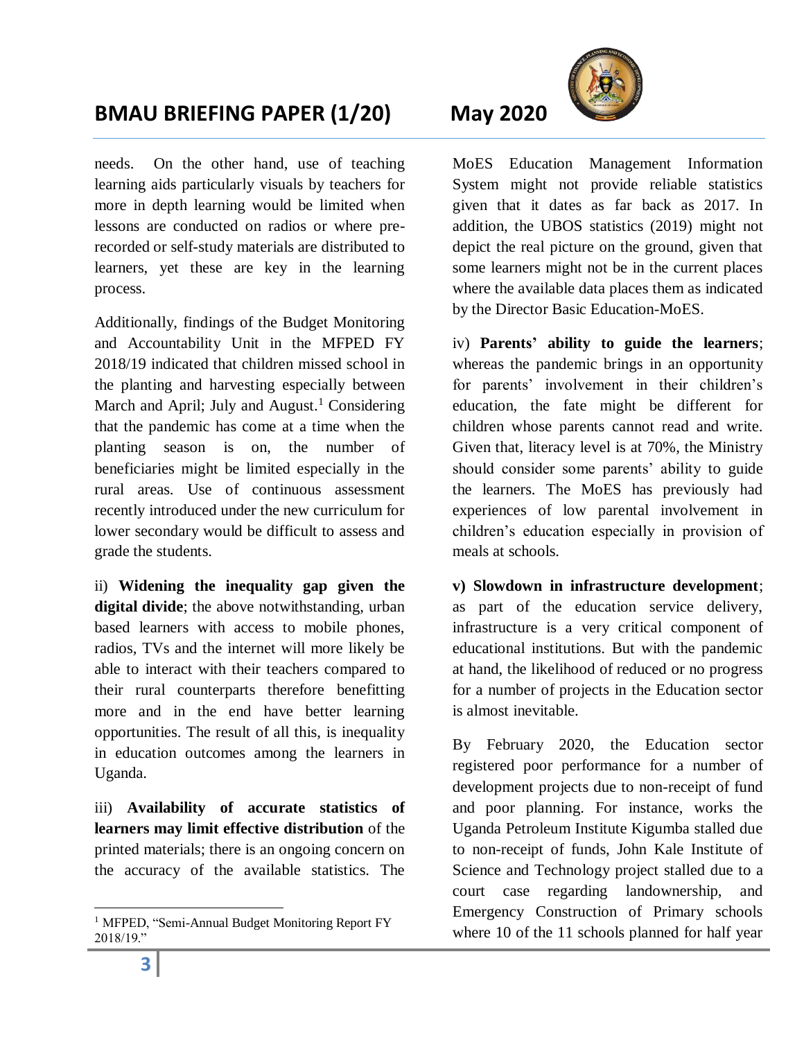needs. On the other hand, use of teaching learning aids particularly visuals by teachers for more in depth learning would be limited when lessons are conducted on radios or where pre-recorded or self-study materials are distributed to learners, yet these are key in the learning process.

Additionally, findings of the Budget Monitoring and Accountability Unit in the MFPED FY 2018/19 indicated that children missed school in the planting and harvesting especially between March and April; July and August.[1] Considering that the pandemic has come at a time when the planting season is on, the number of beneficiaries might be limited especially in the rural areas. Use of continuous assessment recently introduced under the new curriculum for lower secondary would be difficult to assess and grade the students.

ii) **Widening the inequality gap given the digital divide**; the above notwithstanding, urban based learners with access to mobile phones, radios, TVs and the internet will more likely be able to interact with their teachers compared to their rural counterparts therefore benefitting more and in the end have better learning opportunities. The result of all this, is inequality in education outcomes among the learners in Uganda.

iii) **Availability of accurate statistics of learners may limit effective distribution** of the printed materials; there is an ongoing concern on the accuracy of the available statistics. The MoES Education Management Information System might not provide reliable statistics given that it dates as far back as 2017. In addition, the UBOS statistics (2019) might not depict the real picture on the ground, given that some learners might not be in the current places where the available data places them as indicated by the Director Basic Education-MoES.

iv) **Parents' ability to guide the learners**; whereas the pandemic brings in an opportunity for parents' involvement in their children's education, the fate might be different for children whose parents cannot read and write. Given that, literacy level is at 70%, the Ministry should consider some parents' ability to guide the learners. The MoES has previously had experiences of low parental involvement in children's education especially in provision of meals at schools.

**v) Slowdown in infrastructure development**; as part of the education service delivery, infrastructure is a very critical component of educational institutions. But with the pandemic at hand, the likelihood of reduced or no progress for a number of projects in the Education sector is almost inevitable.

By February 2020, the Education sector registered poor performance for a number of development projects due to non-receipt of fund and poor planning. For instance, works the Uganda Petroleum Institute Kigumba stalled due to non-receipt of funds, John Kale Institute of Science and Technology project stalled due to a court case regarding landownership, and Emergency Construction of Primary schools where 10 of the 11 schools planned for half year

[1] MFPED, "Semi-Annual Budget Monitoring Report FY 2018/19."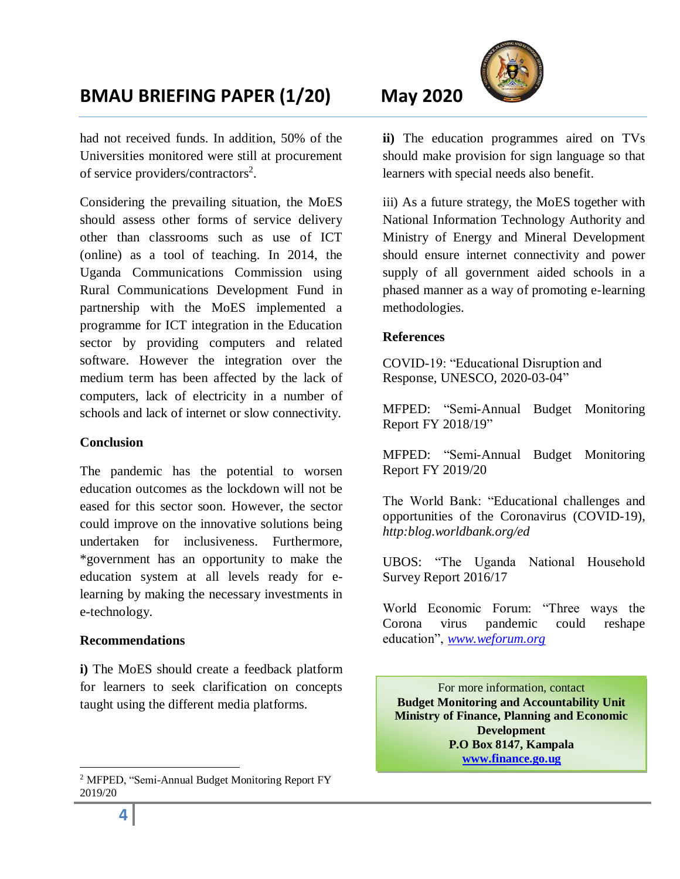had not received funds. In addition, 50% of the Universities monitored were still at procurement of service providers/contractors[2].

Considering the prevailing situation, the MoES should assess other forms of service delivery other than classrooms such as use of ICT (online) as a tool of teaching. In 2014, the Uganda Communications Commission using Rural Communications Development Fund in partnership with the MoES implemented a programme for ICT integration in the Education sector by providing computers and related software. However the integration over the medium term has been affected by the lack of computers, lack of electricity in a number of schools and lack of internet or slow connectivity.

**Conclusion**

The pandemic has the potential to worsen education outcomes as the lockdown will not be eased for this sector soon. However, the sector could improve on the innovative solutions being undertaken for inclusiveness. Furthermore, *government has an opportunity to make the education system at all levels ready for e-learning by making the necessary investments in e-technology.

**Recommendations**

**i)** The MoES should create a feedback platform for learners to seek clarification on concepts taught using the different media platforms.

**ii)** The education programmes aired on TVs should make provision for sign language so that learners with special needs also benefit.

iii) As a future strategy, the MoES together with National Information Technology Authority and Ministry of Energy and Mineral Development should ensure internet connectivity and power supply of all government aided schools in a phased manner as a way of promoting e-learning methodologies.

**References**

COVID-19: "Educational Disruption and Response, UNESCO, 2020-03-04"

MFPED: "Semi-Annual Budget Monitoring Report FY 2018/19"

MFPED: "Semi-Annual Budget Monitoring Report FY 2019/20

The World Bank: "Educational challenges and opportunities of the Coronavirus (COVID-19), *http:blog.worldbank.org/ed*

UBOS: "The Uganda National Household Survey Report 2016/17

World Economic Forum: "Three ways the Corona virus pandemic could reshape education", *www.weforum.org*

For more information, contact
**Budget Monitoring and Accountability Unit**
**Ministry of Finance, Planning and Economic Development**
**P.O Box 8147, Kampala**
**www.finance.go.ug**

[2] MFPED, "Semi-Annual Budget Monitoring Report FY 2019/20